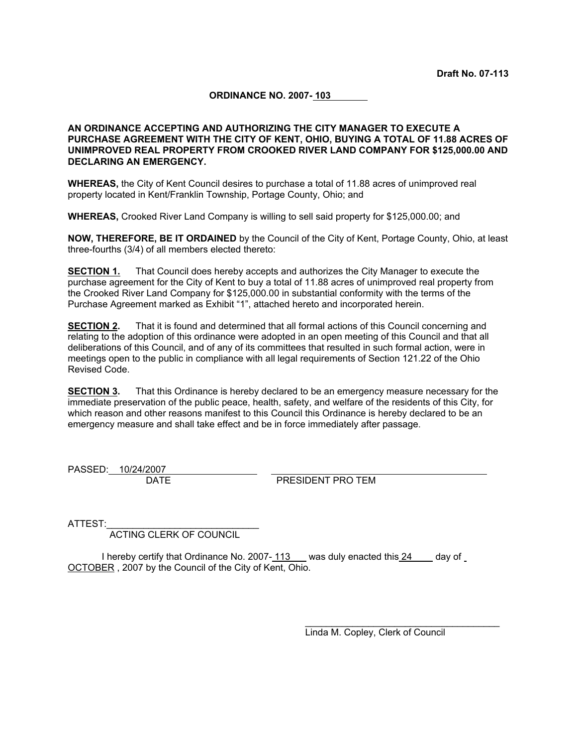**Draft No. 07-113**

**ORDINANCE NO. 2007- 103**

**AN ORDINANCE ACCEPTING AND AUTHORIZING THE CITY MANAGER TO EXECUTE A PURCHASE AGREEMENT WITH THE CITY OF KENT, OHIO, BUYING A TOTAL OF 11.88 ACRES OF UNIMPROVED REAL PROPERTY FROM CROOKED RIVER LAND COMPANY FOR $125,000.00 AND DECLARING AN EMERGENCY.**

**WHEREAS,** the City of Kent Council desires to purchase a total of 11.88 acres of unimproved real property located in Kent/Franklin Township, Portage County, Ohio; and

**WHEREAS,** Crooked River Land Company is willing to sell said property for $125,000.00; and

**NOW, THEREFORE, BE IT ORDAINED** by the Council of the City of Kent, Portage County, Ohio, at least three-fourths (3/4) of all members elected thereto:

**SECTION 1.** That Council does hereby accepts and authorizes the City Manager to execute the purchase agreement for the City of Kent to buy a total of 11.88 acres of unimproved real property from the Crooked River Land Company for $125,000.00 in substantial conformity with the terms of the Purchase Agreement marked as Exhibit "1", attached hereto and incorporated herein.

**SECTION 2.** That it is found and determined that all formal actions of this Council concerning and relating to the adoption of this ordinance were adopted in an open meeting of this Council and that all deliberations of this Council, and of any of its committees that resulted in such formal action, were in meetings open to the public in compliance with all legal requirements of Section 121.22 of the Ohio Revised Code.

**SECTION 3.** That this Ordinance is hereby declared to be an emergency measure necessary for the immediate preservation of the public peace, health, safety, and welfare of the residents of this City, for which reason and other reasons manifest to this Council this Ordinance is hereby declared to be an emergency measure and shall take effect and be in force immediately after passage.

PASSED: 10/24/2007
DATE

PRESIDENT PRO TEM

ATTEST:____________________________
ACTING CLERK OF COUNCIL

I hereby certify that Ordinance No. 2007- 113 was duly enacted this 24 day of OCTOBER , 2007 by the Council of the City of Kent, Ohio.

Linda M. Copley, Clerk of Council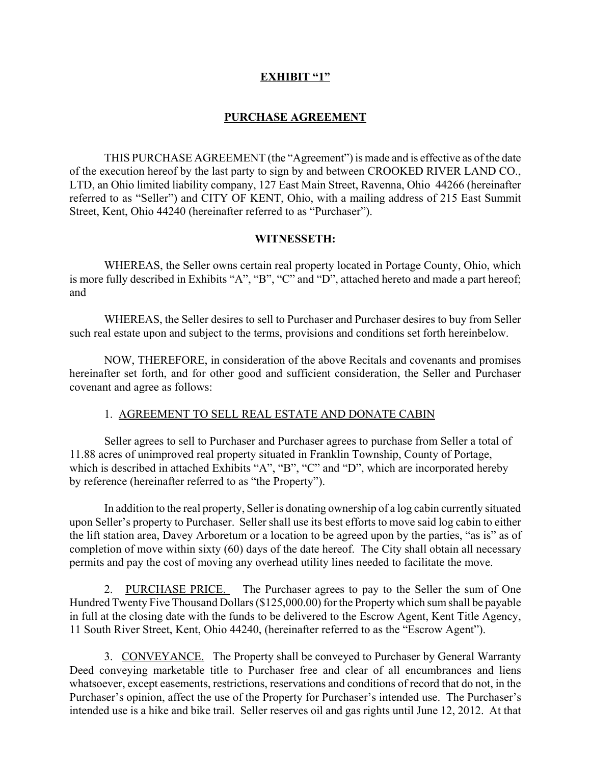## EXHIBIT "1"

## PURCHASE AGREEMENT

THIS PURCHASE AGREEMENT (the "Agreement") is made and is effective as of the date of the execution hereof by the last party to sign by and between CROOKED RIVER LAND CO., LTD, an Ohio limited liability company, 127 East Main Street, Ravenna, Ohio 44266 (hereinafter referred to as "Seller") and CITY OF KENT, Ohio, with a mailing address of 215 East Summit Street, Kent, Ohio 44240 (hereinafter referred to as "Purchaser").

**WITNESSETH:**

WHEREAS, the Seller owns certain real property located in Portage County, Ohio, which is more fully described in Exhibits "A", "B", "C" and "D", attached hereto and made a part hereof; and

WHEREAS, the Seller desires to sell to Purchaser and Purchaser desires to buy from Seller such real estate upon and subject to the terms, provisions and conditions set forth hereinbelow.

NOW, THEREFORE, in consideration of the above Recitals and covenants and promises hereinafter set forth, and for other good and sufficient consideration, the Seller and Purchaser covenant and agree as follows:

1. AGREEMENT TO SELL REAL ESTATE AND DONATE CABIN

Seller agrees to sell to Purchaser and Purchaser agrees to purchase from Seller a total of 11.88 acres of unimproved real property situated in Franklin Township, County of Portage, which is described in attached Exhibits "A", "B", "C" and "D", which are incorporated hereby by reference (hereinafter referred to as "the Property").

In addition to the real property, Seller is donating ownership of a log cabin currently situated upon Seller's property to Purchaser. Seller shall use its best efforts to move said log cabin to either the lift station area, Davey Arboretum or a location to be agreed upon by the parties, "as is" as of completion of move within sixty (60) days of the date hereof. The City shall obtain all necessary permits and pay the cost of moving any overhead utility lines needed to facilitate the move.

2. PURCHASE PRICE. The Purchaser agrees to pay to the Seller the sum of One Hundred Twenty Five Thousand Dollars ($125,000.00) for the Property which sum shall be payable in full at the closing date with the funds to be delivered to the Escrow Agent, Kent Title Agency, 11 South River Street, Kent, Ohio 44240, (hereinafter referred to as the "Escrow Agent").

3. CONVEYANCE. The Property shall be conveyed to Purchaser by General Warranty Deed conveying marketable title to Purchaser free and clear of all encumbrances and liens whatsoever, except easements, restrictions, reservations and conditions of record that do not, in the Purchaser's opinion, affect the use of the Property for Purchaser's intended use. The Purchaser's intended use is a hike and bike trail. Seller reserves oil and gas rights until June 12, 2012. At that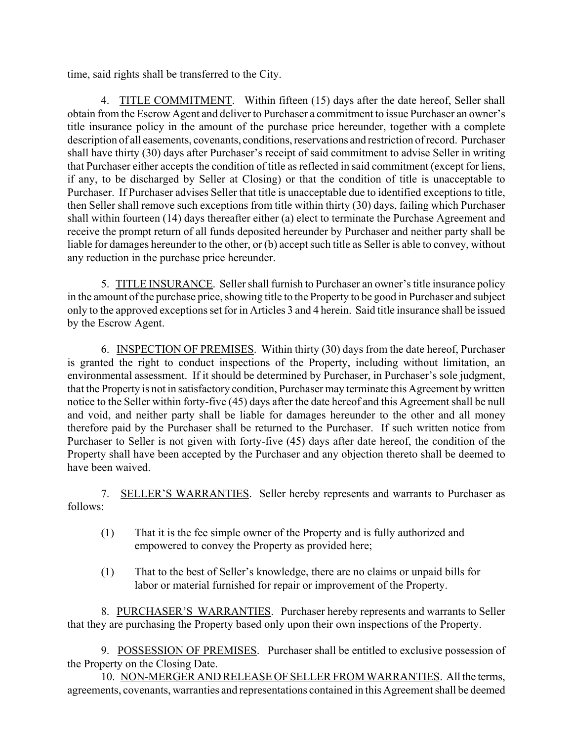time, said rights shall be transferred to the City.

4. <u>TITLE COMMITMENT</u>. Within fifteen (15) days after the date hereof, Seller shall obtain from the Escrow Agent and deliver to Purchaser a commitment to issue Purchaser an owner's title insurance policy in the amount of the purchase price hereunder, together with a complete description of all easements, covenants, conditions, reservations and restriction of record. Purchaser shall have thirty (30) days after Purchaser's receipt of said commitment to advise Seller in writing that Purchaser either accepts the condition of title as reflected in said commitment (except for liens, if any, to be discharged by Seller at Closing) or that the condition of title is unacceptable to Purchaser. If Purchaser advises Seller that title is unacceptable due to identified exceptions to title, then Seller shall remove such exceptions from title within thirty (30) days, failing which Purchaser shall within fourteen (14) days thereafter either (a) elect to terminate the Purchase Agreement and receive the prompt return of all funds deposited hereunder by Purchaser and neither party shall be liable for damages hereunder to the other, or (b) accept such title as Seller is able to convey, without any reduction in the purchase price hereunder.

5. <u>TITLE INSURANCE</u>. Seller shall furnish to Purchaser an owner's title insurance policy in the amount of the purchase price, showing title to the Property to be good in Purchaser and subject only to the approved exceptions set for in Articles 3 and 4 herein. Said title insurance shall be issued by the Escrow Agent.

6. <u>INSPECTION OF PREMISES</u>. Within thirty (30) days from the date hereof, Purchaser is granted the right to conduct inspections of the Property, including without limitation, an environmental assessment. If it should be determined by Purchaser, in Purchaser's sole judgment, that the Property is not in satisfactory condition, Purchaser may terminate this Agreement by written notice to the Seller within forty-five (45) days after the date hereof and this Agreement shall be null and void, and neither party shall be liable for damages hereunder to the other and all money therefore paid by the Purchaser shall be returned to the Purchaser. If such written notice from Purchaser to Seller is not given with forty-five (45) days after date hereof, the condition of the Property shall have been accepted by the Purchaser and any objection thereto shall be deemed to have been waived.

7. <u>SELLER'S WARRANTIES</u>. Seller hereby represents and warrants to Purchaser as follows:

(1) That it is the fee simple owner of the Property and is fully authorized and empowered to convey the Property as provided here;

(1) That to the best of Seller's knowledge, there are no claims or unpaid bills for labor or material furnished for repair or improvement of the Property.

8. <u>PURCHASER'S WARRANTIES</u>. Purchaser hereby represents and warrants to Seller that they are purchasing the Property based only upon their own inspections of the Property.

9. <u>POSSESSION OF PREMISES</u>. Purchaser shall be entitled to exclusive possession of the Property on the Closing Date.

10. <u>NON-MERGER AND RELEASE OF SELLER FROM WARRANTIES</u>. All the terms, agreements, covenants, warranties and representations contained in this Agreement shall be deemed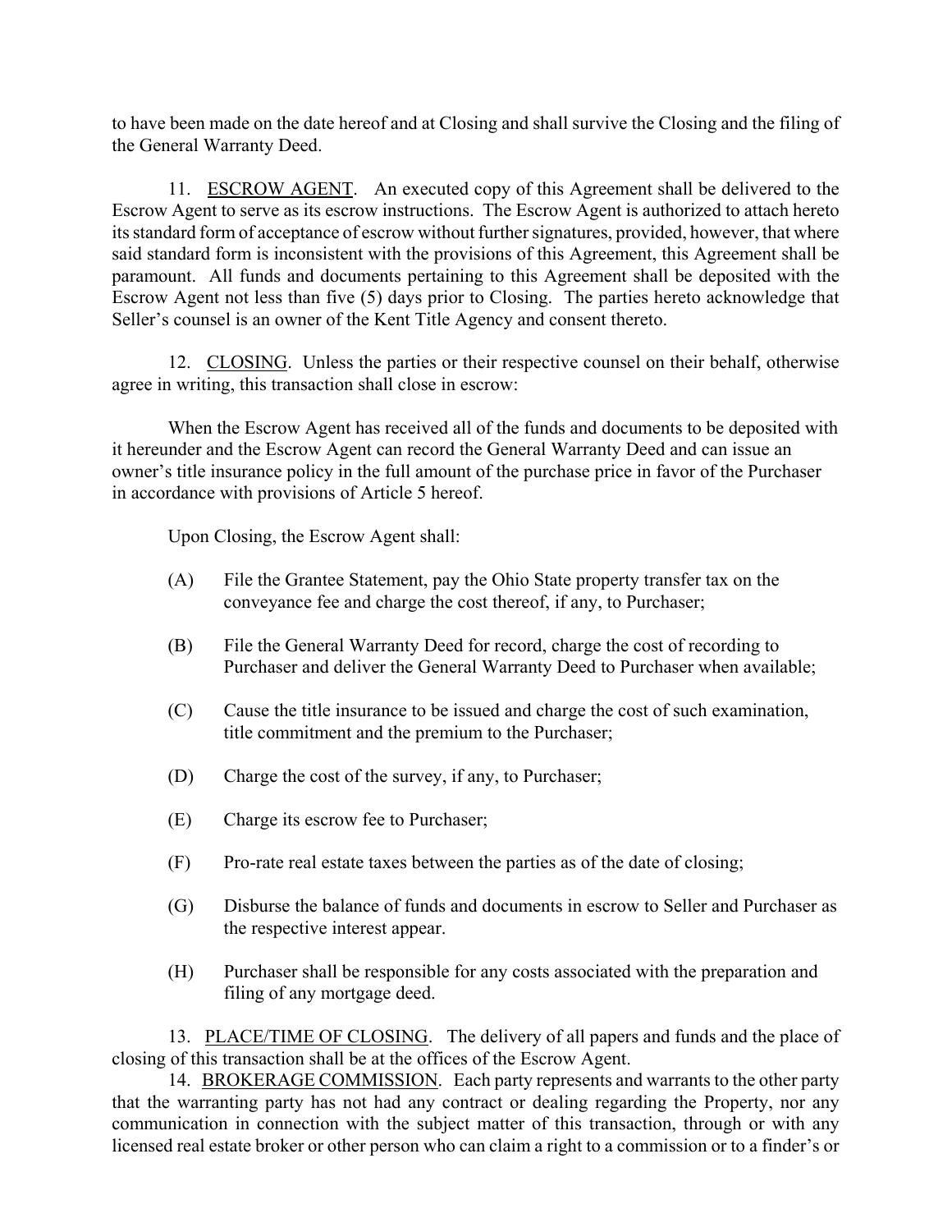to have been made on the date hereof and at Closing and shall survive the Closing and the filing of the General Warranty Deed.

11. ESCROW AGENT. An executed copy of this Agreement shall be delivered to the Escrow Agent to serve as its escrow instructions. The Escrow Agent is authorized to attach hereto its standard form of acceptance of escrow without further signatures, provided, however, that where said standard form is inconsistent with the provisions of this Agreement, this Agreement shall be paramount. All funds and documents pertaining to this Agreement shall be deposited with the Escrow Agent not less than five (5) days prior to Closing. The parties hereto acknowledge that Seller's counsel is an owner of the Kent Title Agency and consent thereto.

12. CLOSING. Unless the parties or their respective counsel on their behalf, otherwise agree in writing, this transaction shall close in escrow:

When the Escrow Agent has received all of the funds and documents to be deposited with it hereunder and the Escrow Agent can record the General Warranty Deed and can issue an owner's title insurance policy in the full amount of the purchase price in favor of the Purchaser in accordance with provisions of Article 5 hereof.

Upon Closing, the Escrow Agent shall:

(A) File the Grantee Statement, pay the Ohio State property transfer tax on the conveyance fee and charge the cost thereof, if any, to Purchaser;

(B) File the General Warranty Deed for record, charge the cost of recording to Purchaser and deliver the General Warranty Deed to Purchaser when available;

(C) Cause the title insurance to be issued and charge the cost of such examination, title commitment and the premium to the Purchaser;

(D) Charge the cost of the survey, if any, to Purchaser;

(E) Charge its escrow fee to Purchaser;

(F) Pro-rate real estate taxes between the parties as of the date of closing;

(G) Disburse the balance of funds and documents in escrow to Seller and Purchaser as the respective interest appear.

(H) Purchaser shall be responsible for any costs associated with the preparation and filing of any mortgage deed.

13. PLACE/TIME OF CLOSING. The delivery of all papers and funds and the place of closing of this transaction shall be at the offices of the Escrow Agent.

14. BROKERAGE COMMISSION. Each party represents and warrants to the other party that the warranting party has not had any contract or dealing regarding the Property, nor any communication in connection with the subject matter of this transaction, through or with any licensed real estate broker or other person who can claim a right to a commission or to a finder's or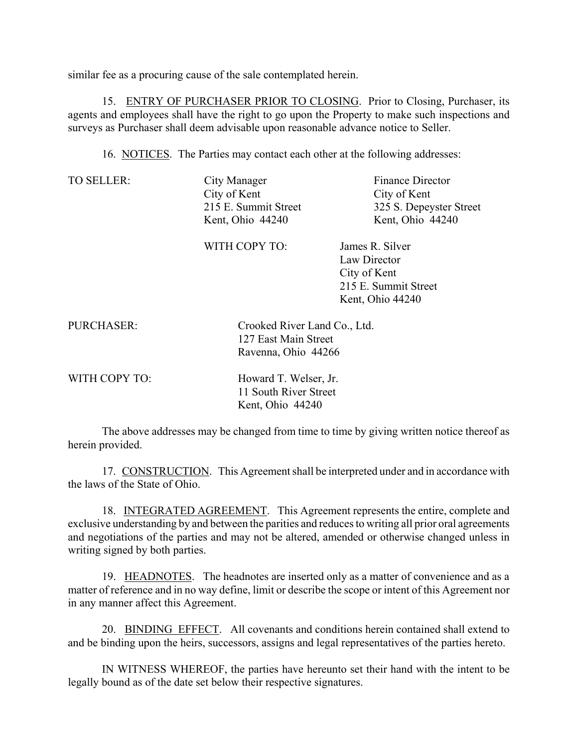similar fee as a procuring cause of the sale contemplated herein.

15. ENTRY OF PURCHASER PRIOR TO CLOSING. Prior to Closing, Purchaser, its agents and employees shall have the right to go upon the Property to make such inspections and surveys as Purchaser shall deem advisable upon reasonable advance notice to Seller.

16. NOTICES. The Parties may contact each other at the following addresses:

TO SELLER:

City Manager
City of Kent
215 E. Summit Street
Kent, Ohio 44240

Finance Director
City of Kent
325 S. Depeyster Street
Kent, Ohio 44240

WITH COPY TO:

James R. Silver
Law Director
City of Kent
215 E. Summit Street
Kent, Ohio 44240

PURCHASER:

Crooked River Land Co., Ltd.
127 East Main Street
Ravenna, Ohio 44266

WITH COPY TO:

Howard T. Welser, Jr.
11 South River Street
Kent, Ohio 44240

The above addresses may be changed from time to time by giving written notice thereof as herein provided.

17. CONSTRUCTION. This Agreement shall be interpreted under and in accordance with the laws of the State of Ohio.

18. INTEGRATED AGREEMENT. This Agreement represents the entire, complete and exclusive understanding by and between the parities and reduces to writing all prior oral agreements and negotiations of the parties and may not be altered, amended or otherwise changed unless in writing signed by both parties.

19. HEADNOTES. The headnotes are inserted only as a matter of convenience and as a matter of reference and in no way define, limit or describe the scope or intent of this Agreement nor in any manner affect this Agreement.

20. BINDING EFFECT. All covenants and conditions herein contained shall extend to and be binding upon the heirs, successors, assigns and legal representatives of the parties hereto.

IN WITNESS WHEREOF, the parties have hereunto set their hand with the intent to be legally bound as of the date set below their respective signatures.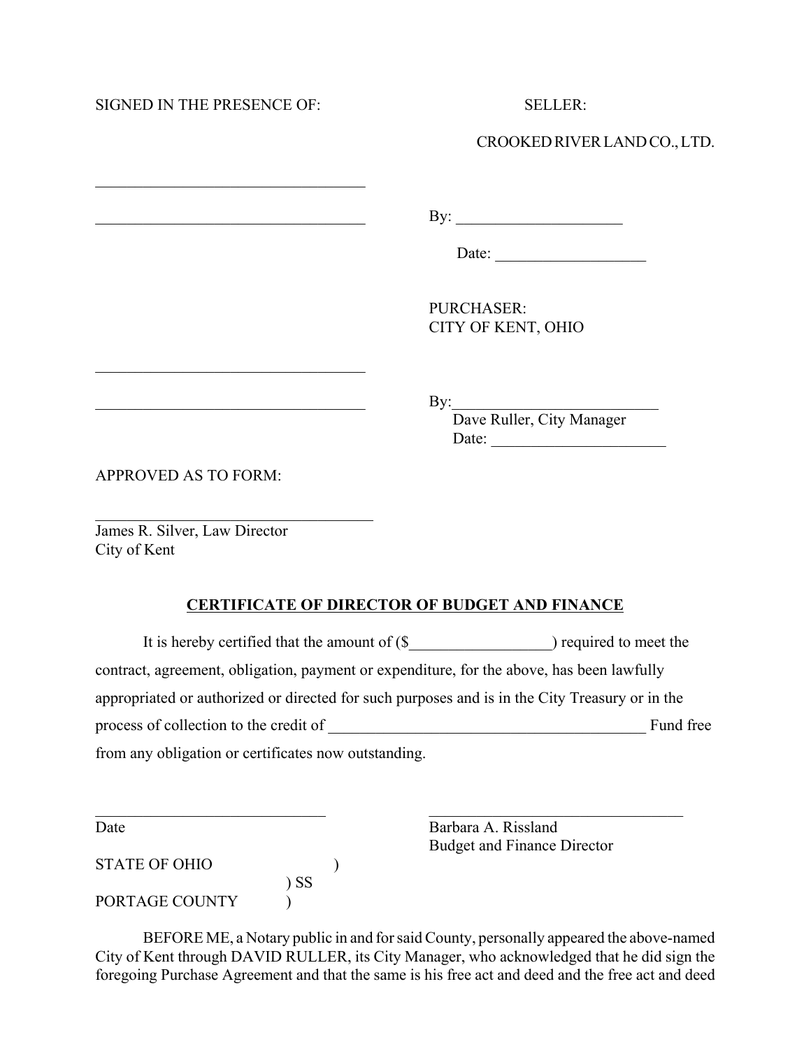SIGNED IN THE PRESENCE OF:

SELLER:

CROOKED RIVER LAND CO., LTD.

\_\_\_\_\_\_\_\_\_\_\_\_\_\_\_\_\_\_\_\_\_\_\_\_\_\_\_\_\_\_\_\_\_\_

\_\_\_\_\_\_\_\_\_\_\_\_\_\_\_\_\_\_\_\_\_\_\_\_\_\_\_\_\_\_\_\_\_\_

By: \_\_\_\_\_\_\_\_\_\_\_\_\_\_\_\_\_\_\_\_\_

Date: \_\_\_\_\_\_\_\_\_\_\_\_\_\_\_\_\_\_\_

PURCHASER:
CITY OF KENT, OHIO

\_\_\_\_\_\_\_\_\_\_\_\_\_\_\_\_\_\_\_\_\_\_\_\_\_\_\_\_\_\_\_\_\_\_

\_\_\_\_\_\_\_\_\_\_\_\_\_\_\_\_\_\_\_\_\_\_\_\_\_\_\_\_\_\_\_\_\_\_

By:\_\_\_\_\_\_\_\_\_\_\_\_\_\_\_\_\_\_\_\_\_\_\_\_\_\_
Dave Ruller, City Manager
Date: \_\_\_\_\_\_\_\_\_\_\_\_\_\_\_\_\_\_\_\_\_\_

APPROVED AS TO FORM:

\_\_\_\_\_\_\_\_\_\_\_\_\_\_\_\_\_\_\_\_\_\_\_\_\_\_\_\_\_\_\_\_\_\_
James R. Silver, Law Director
City of Kent

## CERTIFICATE OF DIRECTOR OF BUDGET AND FINANCE

It is hereby certified that the amount of ($\_\_\_\_\_\_\_\_\_\_\_\_\_\_\_\_\_\_) required to meet the contract, agreement, obligation, payment or expenditure, for the above, has been lawfully appropriated or authorized or directed for such purposes and is in the City Treasury or in the process of collection to the credit of \_\_\_\_\_\_\_\_\_\_\_\_\_\_\_\_\_\_\_\_\_\_\_\_\_\_\_\_\_\_\_\_\_\_\_\_\_\_\_\_\_ Fund free from any obligation or certificates now outstanding.

\_\_\_\_\_\_\_\_\_\_\_\_\_\_\_\_\_\_\_\_\_\_\_\_\_\_\_\_\_\_
Date

\_\_\_\_\_\_\_\_\_\_\_\_\_\_\_\_\_\_\_\_\_\_\_\_\_\_\_\_\_\_\_\_\_\_
Barbara A. Rissland
Budget and Finance Director

STATE OF OHIO )
) SS
PORTAGE COUNTY )

BEFORE ME, a Notary public in and for said County, personally appeared the above-named City of Kent through DAVID RULLER, its City Manager, who acknowledged that he did sign the foregoing Purchase Agreement and that the same is his free act and deed and the free act and deed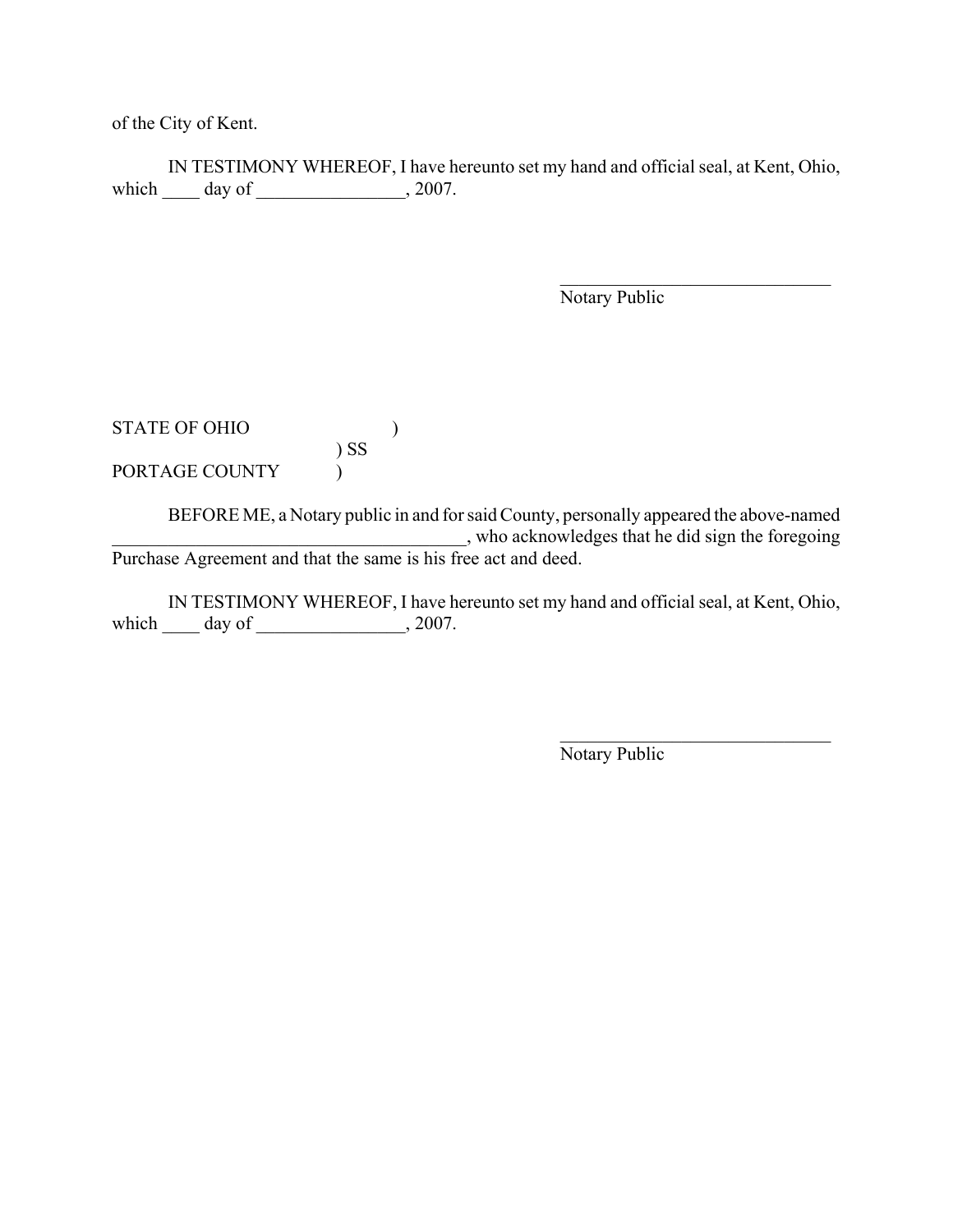of the City of Kent.

IN TESTIMONY WHEREOF, I have hereunto set my hand and official seal, at Kent, Ohio, which ____ day of ________________, 2007.

______________________________
Notary Public

STATE OF OHIO )
) SS
PORTAGE COUNTY )

BEFORE ME, a Notary public in and for said County, personally appeared the above-named _______________________________________, who acknowledges that he did sign the foregoing Purchase Agreement and that the same is his free act and deed.

IN TESTIMONY WHEREOF, I have hereunto set my hand and official seal, at Kent, Ohio, which ____ day of ________________, 2007.

______________________________
Notary Public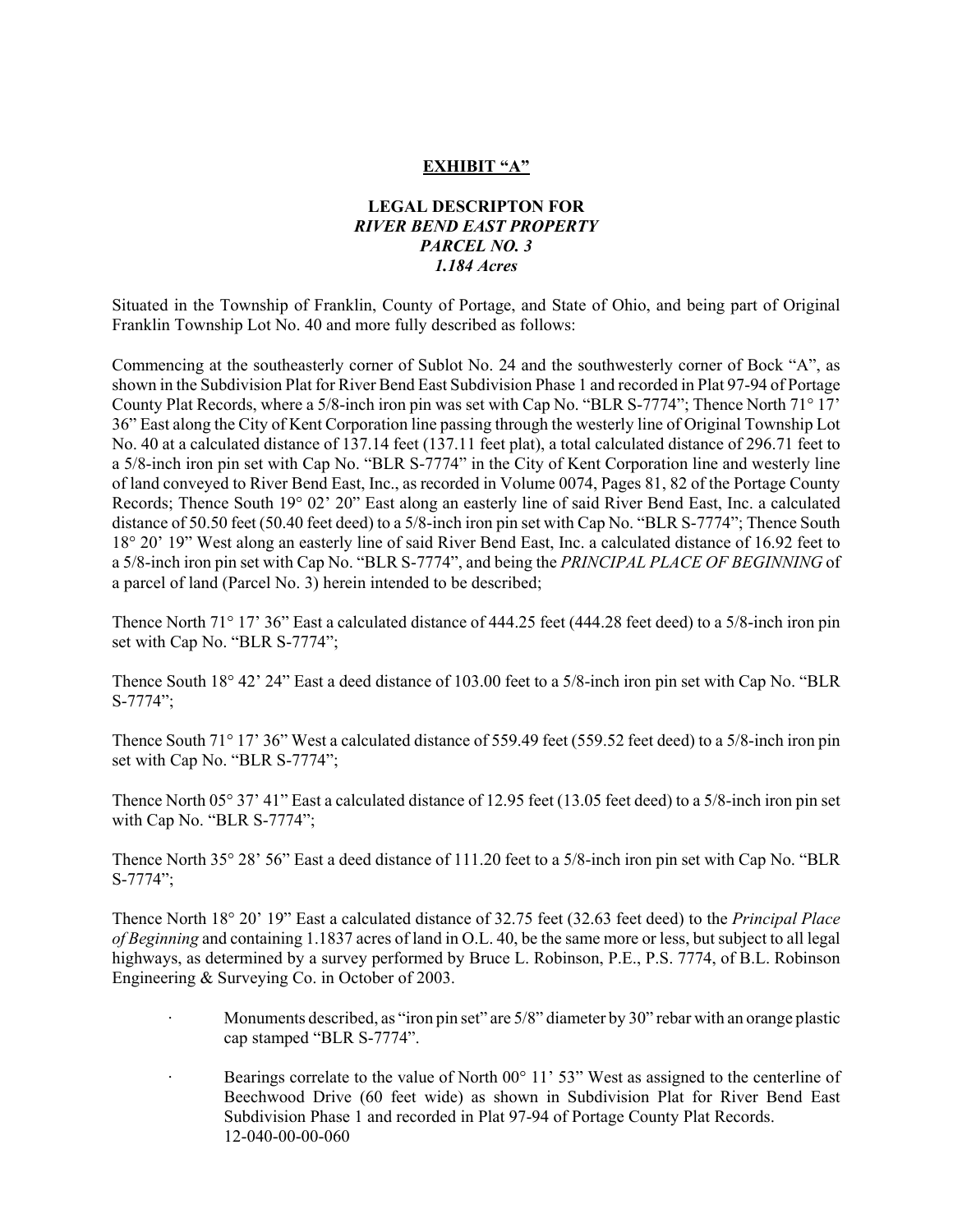**EXHIBIT "A"**

**LEGAL DESCRIPTON FOR**
***RIVER BEND EAST PROPERTY***
***PARCEL NO. 3***
***1.184 Acres***

Situated in the Township of Franklin, County of Portage, and State of Ohio, and being part of Original Franklin Township Lot No. 40 and more fully described as follows:

Commencing at the southeasterly corner of Sublot No. 24 and the southwesterly corner of Bock "A", as shown in the Subdivision Plat for River Bend East Subdivision Phase 1 and recorded in Plat 97-94 of Portage County Plat Records, where a 5/8-inch iron pin was set with Cap No. "BLR S-7774"; Thence North 71° 17' 36" East along the City of Kent Corporation line passing through the westerly line of Original Township Lot No. 40 at a calculated distance of 137.14 feet (137.11 feet plat), a total calculated distance of 296.71 feet to a 5/8-inch iron pin set with Cap No. "BLR S-7774" in the City of Kent Corporation line and westerly line of land conveyed to River Bend East, Inc., as recorded in Volume 0074, Pages 81, 82 of the Portage County Records; Thence South 19° 02' 20" East along an easterly line of said River Bend East, Inc. a calculated distance of 50.50 feet (50.40 feet deed) to a 5/8-inch iron pin set with Cap No. "BLR S-7774"; Thence South 18° 20' 19" West along an easterly line of said River Bend East, Inc. a calculated distance of 16.92 feet to a 5/8-inch iron pin set with Cap No. "BLR S-7774", and being the *PRINCIPAL PLACE OF BEGINNING* of a parcel of land (Parcel No. 3) herein intended to be described;

Thence North 71° 17' 36" East a calculated distance of 444.25 feet (444.28 feet deed) to a 5/8-inch iron pin set with Cap No. "BLR S-7774";

Thence South 18° 42' 24" East a deed distance of 103.00 feet to a 5/8-inch iron pin set with Cap No. "BLR S-7774";

Thence South 71° 17' 36" West a calculated distance of 559.49 feet (559.52 feet deed) to a 5/8-inch iron pin set with Cap No. "BLR S-7774";

Thence North 05° 37' 41" East a calculated distance of 12.95 feet (13.05 feet deed) to a 5/8-inch iron pin set with Cap No. "BLR S-7774";

Thence North 35° 28' 56" East a deed distance of 111.20 feet to a 5/8-inch iron pin set with Cap No. "BLR S-7774";

Thence North 18° 20' 19" East a calculated distance of 32.75 feet (32.63 feet deed) to the *Principal Place of Beginning* and containing 1.1837 acres of land in O.L. 40, be the same more or less, but subject to all legal highways, as determined by a survey performed by Bruce L. Robinson, P.E., P.S. 7774, of B.L. Robinson Engineering & Surveying Co. in October of 2003.

- Monuments described, as "iron pin set" are 5/8" diameter by 30" rebar with an orange plastic cap stamped "BLR S-7774".
- Bearings correlate to the value of North 00° 11' 53" West as assigned to the centerline of Beechwood Drive (60 feet wide) as shown in Subdivision Plat for River Bend East Subdivision Phase 1 and recorded in Plat 97-94 of Portage County Plat Records.
  12-040-00-00-060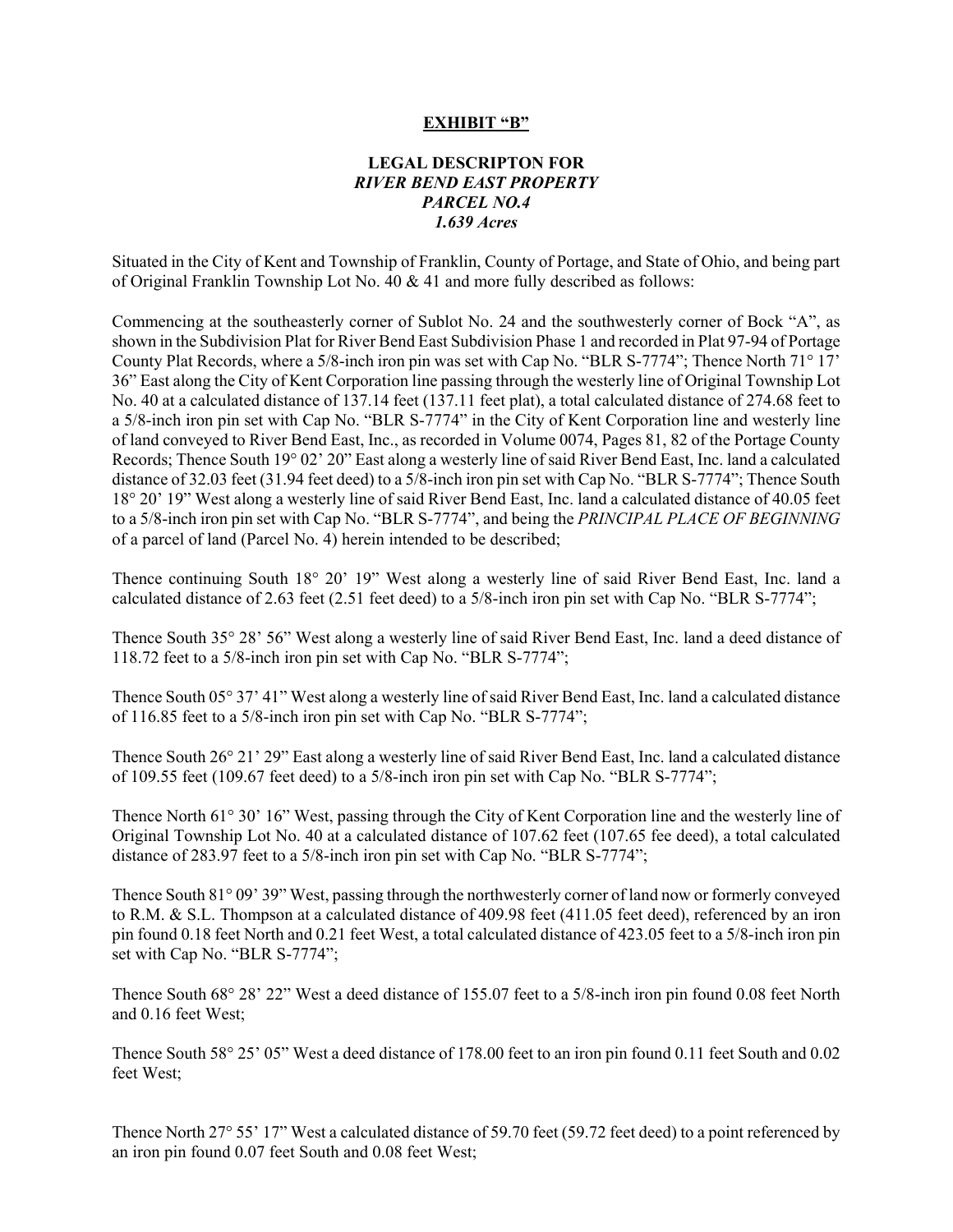**EXHIBIT "B"**

**LEGAL DESCRIPTON FOR**
***RIVER BEND EAST PROPERTY***
***PARCEL NO.4***
***1.639 Acres***

Situated in the City of Kent and Township of Franklin, County of Portage, and State of Ohio, and being part of Original Franklin Township Lot No. 40 & 41 and more fully described as follows:

Commencing at the southeasterly corner of Sublot No. 24 and the southwesterly corner of Bock "A", as shown in the Subdivision Plat for River Bend East Subdivision Phase 1 and recorded in Plat 97-94 of Portage County Plat Records, where a 5/8-inch iron pin was set with Cap No. "BLR S-7774"; Thence North 71° 17' 36" East along the City of Kent Corporation line passing through the westerly line of Original Township Lot No. 40 at a calculated distance of 137.14 feet (137.11 feet plat), a total calculated distance of 274.68 feet to a 5/8-inch iron pin set with Cap No. "BLR S-7774" in the City of Kent Corporation line and westerly line of land conveyed to River Bend East, Inc., as recorded in Volume 0074, Pages 81, 82 of the Portage County Records; Thence South 19° 02' 20" East along a westerly line of said River Bend East, Inc. land a calculated distance of 32.03 feet (31.94 feet deed) to a 5/8-inch iron pin set with Cap No. "BLR S-7774"; Thence South 18° 20' 19" West along a westerly line of said River Bend East, Inc. land a calculated distance of 40.05 feet to a 5/8-inch iron pin set with Cap No. "BLR S-7774", and being the *PRINCIPAL PLACE OF BEGINNING* of a parcel of land (Parcel No. 4) herein intended to be described;

Thence continuing South 18° 20' 19" West along a westerly line of said River Bend East, Inc. land a calculated distance of 2.63 feet (2.51 feet deed) to a 5/8-inch iron pin set with Cap No. "BLR S-7774";

Thence South 35° 28' 56" West along a westerly line of said River Bend East, Inc. land a deed distance of 118.72 feet to a 5/8-inch iron pin set with Cap No. "BLR S-7774";

Thence South 05° 37' 41" West along a westerly line of said River Bend East, Inc. land a calculated distance of 116.85 feet to a 5/8-inch iron pin set with Cap No. "BLR S-7774";

Thence South 26° 21' 29" East along a westerly line of said River Bend East, Inc. land a calculated distance of 109.55 feet (109.67 feet deed) to a 5/8-inch iron pin set with Cap No. "BLR S-7774";

Thence North 61° 30' 16" West, passing through the City of Kent Corporation line and the westerly line of Original Township Lot No. 40 at a calculated distance of 107.62 feet (107.65 fee deed), a total calculated distance of 283.97 feet to a 5/8-inch iron pin set with Cap No. "BLR S-7774";

Thence South 81° 09' 39" West, passing through the northwesterly corner of land now or formerly conveyed to R.M. & S.L. Thompson at a calculated distance of 409.98 feet (411.05 feet deed), referenced by an iron pin found 0.18 feet North and 0.21 feet West, a total calculated distance of 423.05 feet to a 5/8-inch iron pin set with Cap No. "BLR S-7774";

Thence South 68° 28' 22" West a deed distance of 155.07 feet to a 5/8-inch iron pin found 0.08 feet North and 0.16 feet West;

Thence South 58° 25' 05" West a deed distance of 178.00 feet to an iron pin found 0.11 feet South and 0.02 feet West;

Thence North 27° 55' 17" West a calculated distance of 59.70 feet (59.72 feet deed) to a point referenced by an iron pin found 0.07 feet South and 0.08 feet West;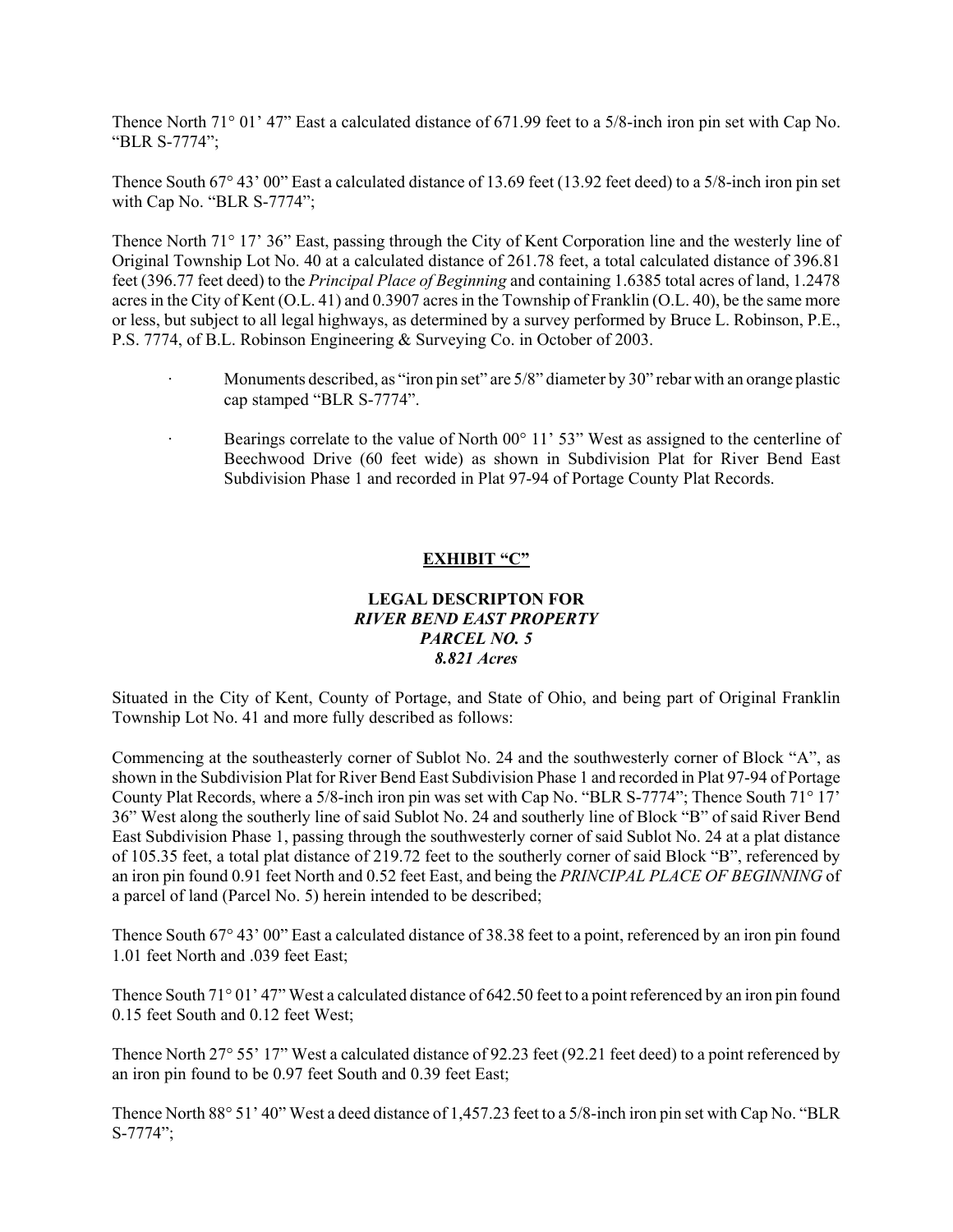Thence North 71° 01' 47" East a calculated distance of 671.99 feet to a 5/8-inch iron pin set with Cap No. "BLR S-7774";

Thence South 67° 43' 00" East a calculated distance of 13.69 feet (13.92 feet deed) to a 5/8-inch iron pin set with Cap No. "BLR S-7774";

Thence North 71° 17' 36" East, passing through the City of Kent Corporation line and the westerly line of Original Township Lot No. 40 at a calculated distance of 261.78 feet, a total calculated distance of 396.81 feet (396.77 feet deed) to the *Principal Place of Beginning* and containing 1.6385 total acres of land, 1.2478 acres in the City of Kent (O.L. 41) and 0.3907 acres in the Township of Franklin (O.L. 40), be the same more or less, but subject to all legal highways, as determined by a survey performed by Bruce L. Robinson, P.E., P.S. 7774, of B.L. Robinson Engineering & Surveying Co. in October of 2003.

- Monuments described, as "iron pin set" are 5/8" diameter by 30" rebar with an orange plastic cap stamped "BLR S-7774".
- Bearings correlate to the value of North 00° 11' 53" West as assigned to the centerline of Beechwood Drive (60 feet wide) as shown in Subdivision Plat for River Bend East Subdivision Phase 1 and recorded in Plat 97-94 of Portage County Plat Records.

## EXHIBIT "C"

### LEGAL DESCRIPTON FOR *RIVER BEND EAST PROPERTY* *PARCEL NO. 5* *8.821 Acres*

Situated in the City of Kent, County of Portage, and State of Ohio, and being part of Original Franklin Township Lot No. 41 and more fully described as follows:

Commencing at the southeasterly corner of Sublot No. 24 and the southwesterly corner of Block "A", as shown in the Subdivision Plat for River Bend East Subdivision Phase 1 and recorded in Plat 97-94 of Portage County Plat Records, where a 5/8-inch iron pin was set with Cap No. "BLR S-7774"; Thence South 71° 17' 36" West along the southerly line of said Sublot No. 24 and southerly line of Block "B" of said River Bend East Subdivision Phase 1, passing through the southwesterly corner of said Sublot No. 24 at a plat distance of 105.35 feet, a total plat distance of 219.72 feet to the southerly corner of said Block "B", referenced by an iron pin found 0.91 feet North and 0.52 feet East, and being the *PRINCIPAL PLACE OF BEGINNING* of a parcel of land (Parcel No. 5) herein intended to be described;

Thence South 67° 43' 00" East a calculated distance of 38.38 feet to a point, referenced by an iron pin found 1.01 feet North and .039 feet East;

Thence South 71° 01' 47" West a calculated distance of 642.50 feet to a point referenced by an iron pin found 0.15 feet South and 0.12 feet West;

Thence North 27° 55' 17" West a calculated distance of 92.23 feet (92.21 feet deed) to a point referenced by an iron pin found to be 0.97 feet South and 0.39 feet East;

Thence North 88° 51' 40" West a deed distance of 1,457.23 feet to a 5/8-inch iron pin set with Cap No. "BLR S-7774";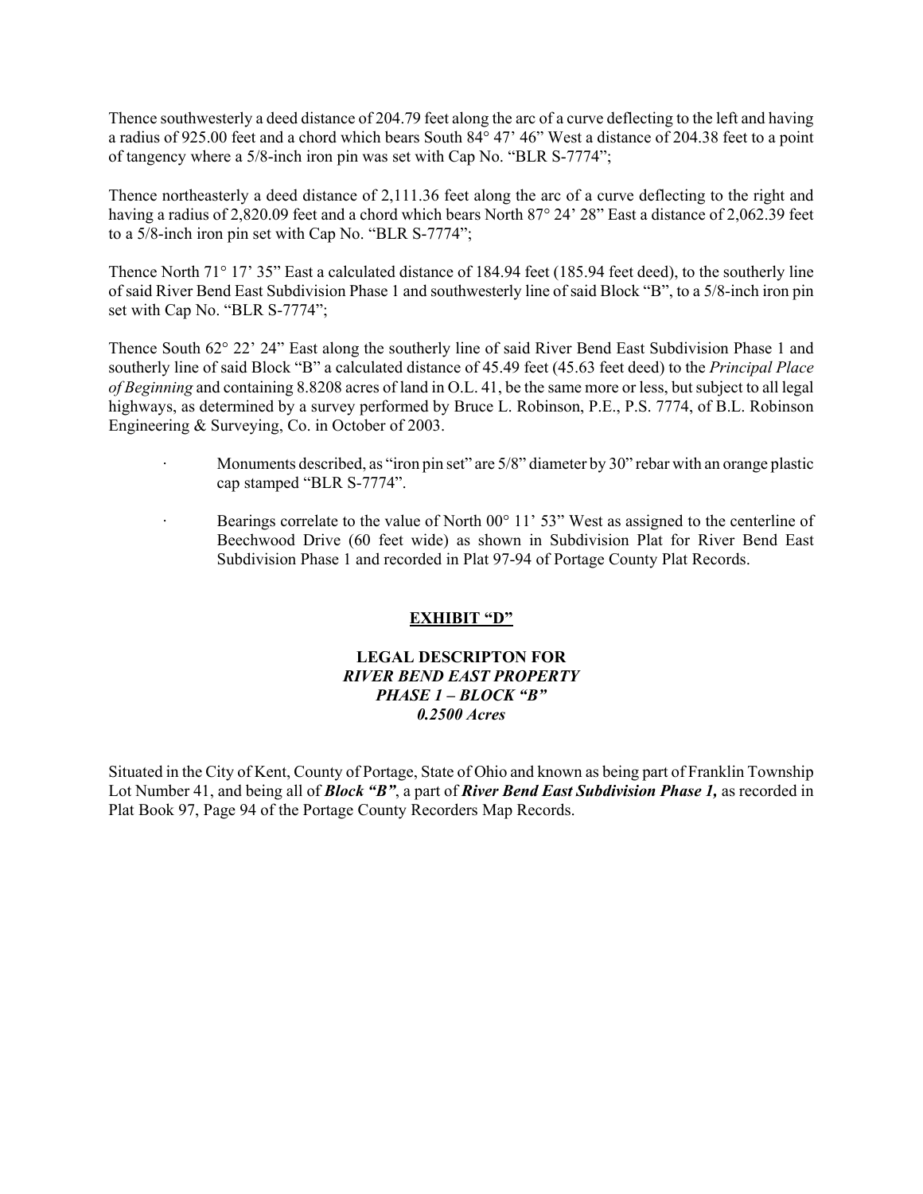Thence southwesterly a deed distance of 204.79 feet along the arc of a curve deflecting to the left and having a radius of 925.00 feet and a chord which bears South 84° 47' 46" West a distance of 204.38 feet to a point of tangency where a 5/8-inch iron pin was set with Cap No. "BLR S-7774";

Thence northeasterly a deed distance of 2,111.36 feet along the arc of a curve deflecting to the right and having a radius of 2,820.09 feet and a chord which bears North 87° 24' 28" East a distance of 2,062.39 feet to a 5/8-inch iron pin set with Cap No. "BLR S-7774";

Thence North 71° 17' 35" East a calculated distance of 184.94 feet (185.94 feet deed), to the southerly line of said River Bend East Subdivision Phase 1 and southwesterly line of said Block "B", to a 5/8-inch iron pin set with Cap No. "BLR S-7774";

Thence South 62° 22' 24" East along the southerly line of said River Bend East Subdivision Phase 1 and southerly line of said Block "B" a calculated distance of 45.49 feet (45.63 feet deed) to the *Principal Place of Beginning* and containing 8.8208 acres of land in O.L. 41, be the same more or less, but subject to all legal highways, as determined by a survey performed by Bruce L. Robinson, P.E., P.S. 7774, of B.L. Robinson Engineering & Surveying, Co. in October of 2003.

- Monuments described, as "iron pin set" are 5/8" diameter by 30" rebar with an orange plastic cap stamped "BLR S-7774".
- Bearings correlate to the value of North 00° 11' 53" West as assigned to the centerline of Beechwood Drive (60 feet wide) as shown in Subdivision Plat for River Bend East Subdivision Phase 1 and recorded in Plat 97-94 of Portage County Plat Records.

## EXHIBIT "D"

### LEGAL DESCRIPTON FOR *RIVER BEND EAST PROPERTY PHASE 1 – BLOCK "B"* *0.2500 Acres*

Situated in the City of Kent, County of Portage, State of Ohio and known as being part of Franklin Township Lot Number 41, and being all of ***Block "B"***, a part of ***River Bend East Subdivision Phase 1,*** as recorded in Plat Book 97, Page 94 of the Portage County Recorders Map Records.